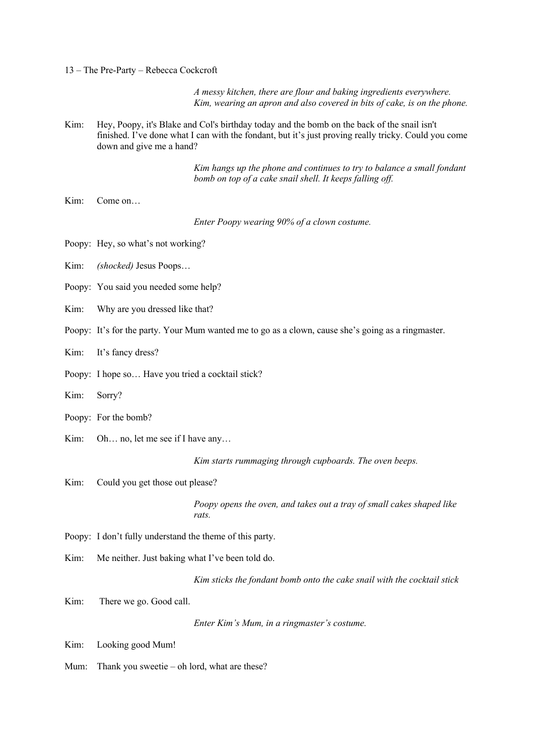13 – The Pre-Party – Rebecca Cockcroft

*A messy kitchen, there are flour and baking ingredients everywhere. Kim, wearing an apron and also covered in bits of cake, is on the phone.*

Kim: Hey, Poopy, it's Blake and Col's birthday today and the bomb on the back of the snail isn't finished. I’ve done what I can with the fondant, but it’s just proving really tricky. Could you come down and give me a hand?

*Kim hangs up the phone and continues to try to balance a small fondant bomb on top of a cake snail shell. It keeps falling off.*

Kim: Come on…

*Enter Poopy wearing 90% of a clown costume.*

Poopy: Hey, so what’s not working?

Kim: *(shocked)* Jesus Poops…

Poopy: You said you needed some help?

Kim: Why are you dressed like that?

Poopy: It’s for the party. Your Mum wanted me to go as a clown, cause she’s going as a ringmaster.

Kim: It’s fancy dress?

Poopy: I hope so… Have you tried a cocktail stick?

Kim: Sorry?

Poopy: For the bomb?

Kim: Oh… no, let me see if I have any…

*Kim starts rummaging through cupboards. The oven beeps.*

Kim: Could you get those out please?

*Poopy opens the oven, and takes out a tray of small cakes shaped like rats.*

Poopy: I don’t fully understand the theme of this party.

Kim: Me neither. Just baking what I’ve been told do.

*Kim sticks the fondant bomb onto the cake snail with the cocktail stick*

Kim: There we go. Good call.

*Enter Kim’s Mum, in a ringmaster’s costume.*

Kim: Looking good Mum!

Mum: Thank you sweetie – oh lord, what are these?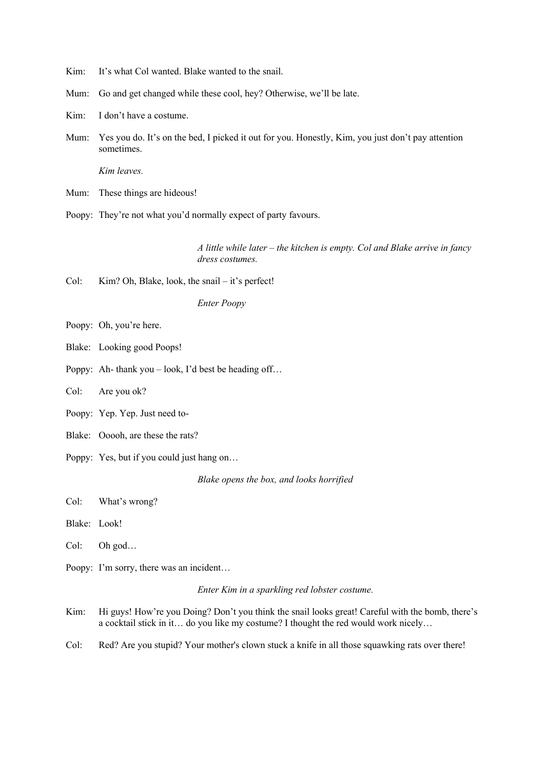Kim: It's what Col wanted. Blake wanted to the snail.

Mum: Go and get changed while these cool, hey? Otherwise, we'll be late.

Kim: I don't have a costume.

Mum: Yes you do. It's on the bed, I picked it out for you. Honestly, Kim, you just don't pay attention sometimes.

*Kim leaves.*

Mum: These things are hideous!

Poopy: They're not what you'd normally expect of party favours.

*A little while later – the kitchen is empty. Col and Blake arrive in fancy dress costumes.*

Col: Kim? Oh, Blake, look, the snail – it's perfect!

*Enter Poopy*

Poopy: Oh, you're here.

Blake: Looking good Poops!

Poppy: Ah- thank you – look, I'd best be heading off…

Col: Are you ok?

Poopy: Yep. Yep. Just need to-

Blake: Ooooh, are these the rats?

Poppy: Yes, but if you could just hang on…

*Blake opens the box, and looks horrified*

Col: What's wrong?

Blake: Look!

Col: Oh god…

Poopy: I'm sorry, there was an incident…

*Enter Kim in a sparkling red lobster costume.*

Kim: Hi guys! How're you Doing? Don't you think the snail looks great! Careful with the bomb, there's a cocktail stick in it… do you like my costume? I thought the red would work nicely…

Col: Red? Are you stupid? Your mother's clown stuck a knife in all those squawking rats over there!